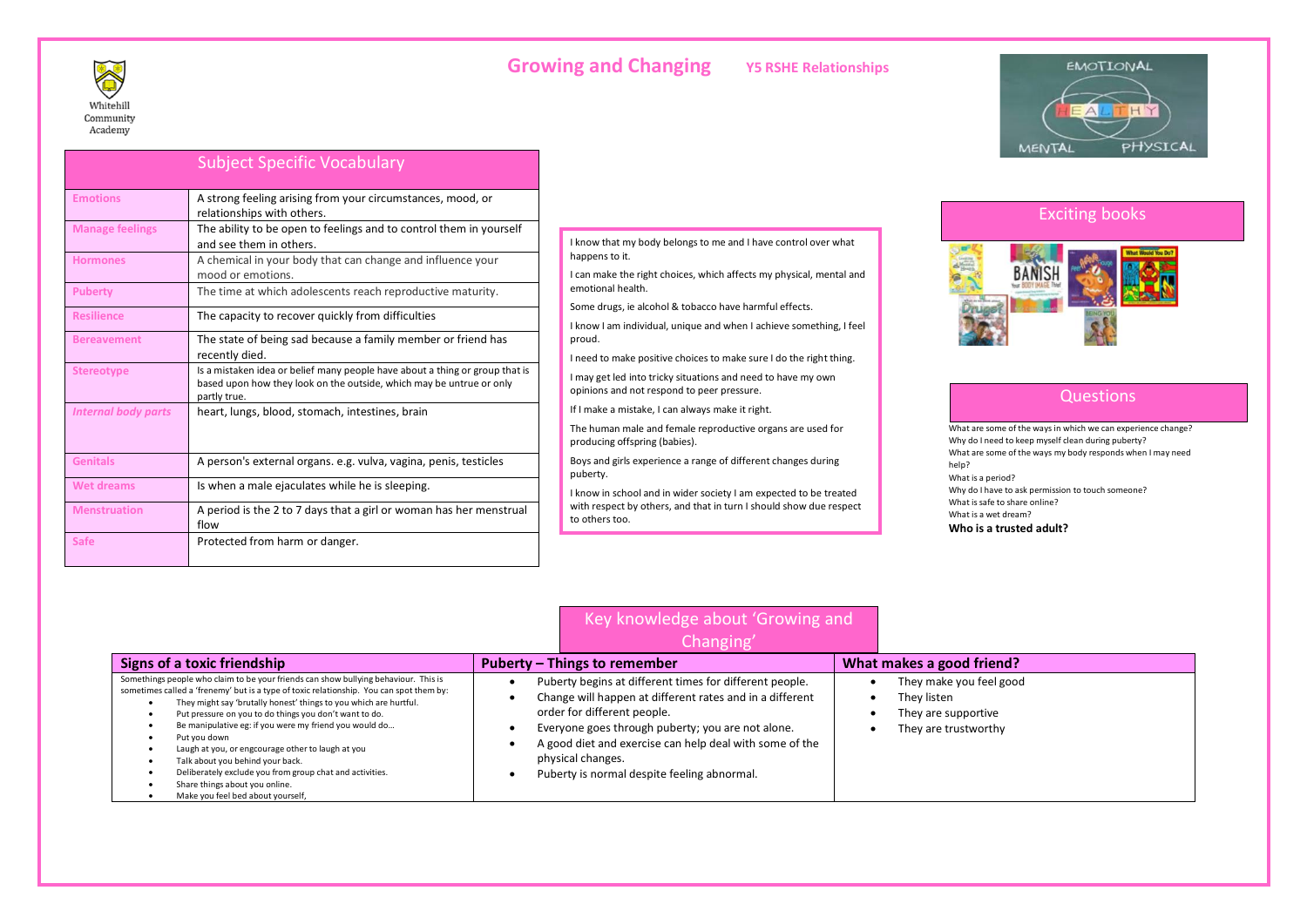Whitehill Community Academy

# Growing and Changing

## Y5 RSHE Relationships

## Subject Specific Vocabulary

| Term | Definition |
|---|---|
| Emotions | A strong feeling arising from your circumstances, mood, or relationships with others. |
| Manage feelings | The ability to be open to feelings and to control them in yourself and see them in others. |
| Hormones | A chemical in your body that can change and influence your mood or emotions. |
| Puberty | The time at which adolescents reach reproductive maturity. |
| Resilience | The capacity to recover quickly from difficulties |
| Bereavement | The state of being sad because a family member or friend has recently died. |
| Stereotype | Is a mistaken idea or belief many people have about a thing or group that is based upon how they look on the outside, which may be untrue or only partly true. |
| *Internal body parts* | heart, lungs, blood, stomach, intestines, brain |
| Genitals | A person's external organs. e.g. vulva, vagina, penis, testicles |
| Wet dreams | Is when a male ejaculates while he is sleeping. |
| Menstruation | A period is the 2 to 7 days that a girl or woman has her menstrual flow |
| Safe | Protected from harm or danger. |

I know that my body belongs to me and I have control over what happens to it.

I can make the right choices, which affects my physical, mental and emotional health.

Some drugs, ie alcohol & tobacco have harmful effects.

I know I am individual, unique and when I achieve something, I feel proud.

I need to make positive choices to make sure I do the right thing.

I may get led into tricky situations and need to have my own opinions and not respond to peer pressure.

If I make a mistake, I can always make it right.

The human male and female reproductive organs are used for producing offspring (babies).

Boys and girls experience a range of different changes during puberty.

I know in school and in wider society I am expected to be treated with respect by others, and that in turn I should show due respect to others too.

EMOTIONAL – HEALTHY – MENTAL – PHYSICAL

## Exciting books

## Questions

What are some of the ways in which we can experience change?
Why do I need to keep myself clean during puberty?
What are some of the ways my body responds when I may need help?
What is a period?
Why do I have to ask permission to touch someone?
What is safe to share online?
What is a wet dream?
**Who is a trusted adult?**

## Key knowledge about 'Growing and Changing'

### Signs of a toxic friendship

Somethings people who claim to be your friends can show bullying behaviour. This is sometimes called a 'frenemy' but is a type of toxic relationship. You can spot them by:

- They might say 'brutally honest' things to you which are hurtful.
- Put pressure on you to do things you don't want to do.
- Be manipulative eg: if you were my friend you would do…
- Put you down
- Laugh at you, or engcourage other to laugh at you
- Talk about you behind your back.
- Deliberately exclude you from group chat and activities.
- Share things about you online.
- Make you feel bed about yourself,

### Puberty – Things to remember

- Puberty begins at different times for different people.
- Change will happen at different rates and in a different order for different people.
- Everyone goes through puberty; you are not alone.
- A good diet and exercise can help deal with some of the physical changes.
- Puberty is normal despite feeling abnormal.

### What makes a good friend?

- They make you feel good
- They listen
- They are supportive
- They are trustworthy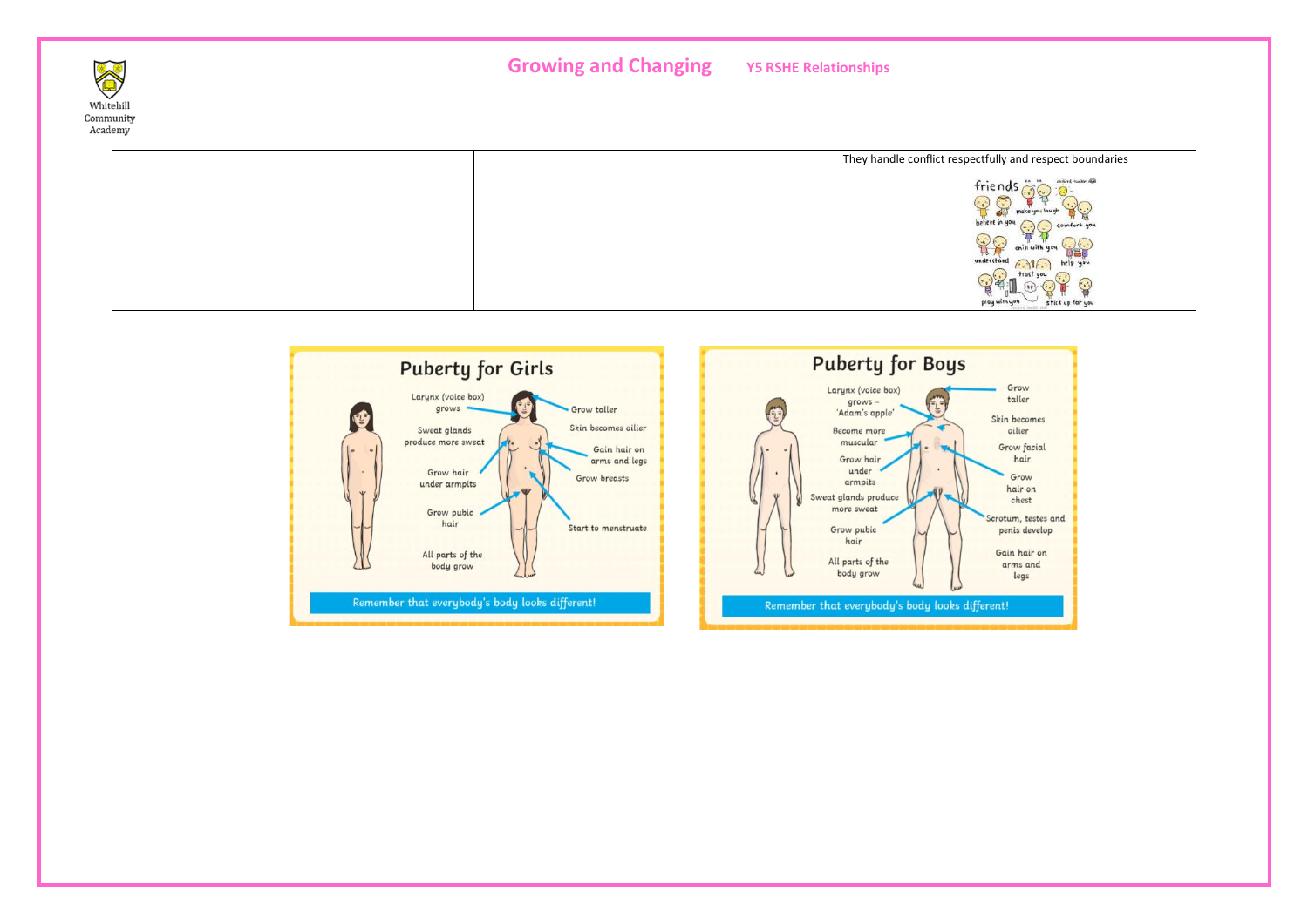| | | |
|---|---|---|
| | | They handle conflict respectfully and respect boundaries |

**Puberty for Girls**

Larynx (voice box) grows

Grow taller

Skin becomes oilier

Sweat glands produce more sweat

Gain hair on arms and legs

Grow hair under armpits

Grow breasts

Grow pubic hair

Start to menstruate

All parts of the body grow

Remember that everybody's body looks different!

**Puberty for Boys**

Larynx (voice box) grows – 'Adam's apple'

Grow taller

Skin becomes oilier

Become more muscular

Grow facial hair

Grow hair under armpits

Grow hair on chest

Sweat glands produce more sweat

Scrotum, testes and penis develop

Grow pubic hair

Gain hair on arms and legs

All parts of the body grow

Remember that everybody's body looks different!